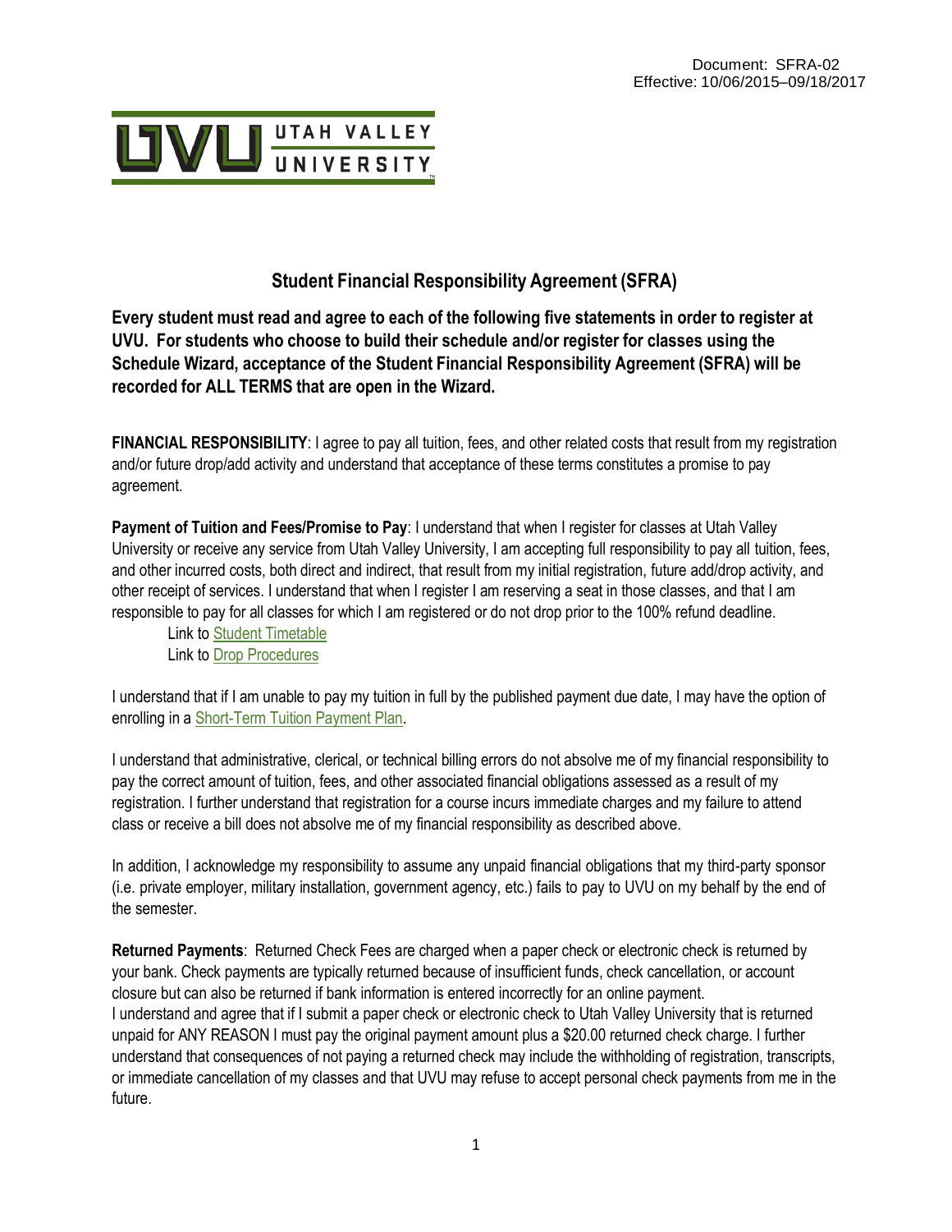Document: SFRA-02
Effective: 10/06/2015–09/18/2017

UTAH VALLEY UNIVERSITY

# Student Financial Responsibility Agreement (SFRA)

**Every student must read and agree to each of the following five statements in order to register at UVU. For students who choose to build their schedule and/or register for classes using the Schedule Wizard, acceptance of the Student Financial Responsibility Agreement (SFRA) will be recorded for ALL TERMS that are open in the Wizard.**

**FINANCIAL RESPONSIBILITY**: I agree to pay all tuition, fees, and other related costs that result from my registration and/or future drop/add activity and understand that acceptance of these terms constitutes a promise to pay agreement.

**Payment of Tuition and Fees/Promise to Pay**: I understand that when I register for classes at Utah Valley University or receive any service from Utah Valley University, I am accepting full responsibility to pay all tuition, fees, and other incurred costs, both direct and indirect, that result from my initial registration, future add/drop activity, and other receipt of services. I understand that when I register I am reserving a seat in those classes, and that I am responsible to pay for all classes for which I am registered or do not drop prior to the 100% refund deadline.

Link to Student Timetable
Link to Drop Procedures

I understand that if I am unable to pay my tuition in full by the published payment due date, I may have the option of enrolling in a Short-Term Tuition Payment Plan.

I understand that administrative, clerical, or technical billing errors do not absolve me of my financial responsibility to pay the correct amount of tuition, fees, and other associated financial obligations assessed as a result of my registration. I further understand that registration for a course incurs immediate charges and my failure to attend class or receive a bill does not absolve me of my financial responsibility as described above.

In addition, I acknowledge my responsibility to assume any unpaid financial obligations that my third-party sponsor (i.e. private employer, military installation, government agency, etc.) fails to pay to UVU on my behalf by the end of the semester.

**Returned Payments**: Returned Check Fees are charged when a paper check or electronic check is returned by your bank. Check payments are typically returned because of insufficient funds, check cancellation, or account closure but can also be returned if bank information is entered incorrectly for an online payment.
I understand and agree that if I submit a paper check or electronic check to Utah Valley University that is returned unpaid for ANY REASON I must pay the original payment amount plus a $20.00 returned check charge. I further understand that consequences of not paying a returned check may include the withholding of registration, transcripts, or immediate cancellation of my classes and that UVU may refuse to accept personal check payments from me in the future.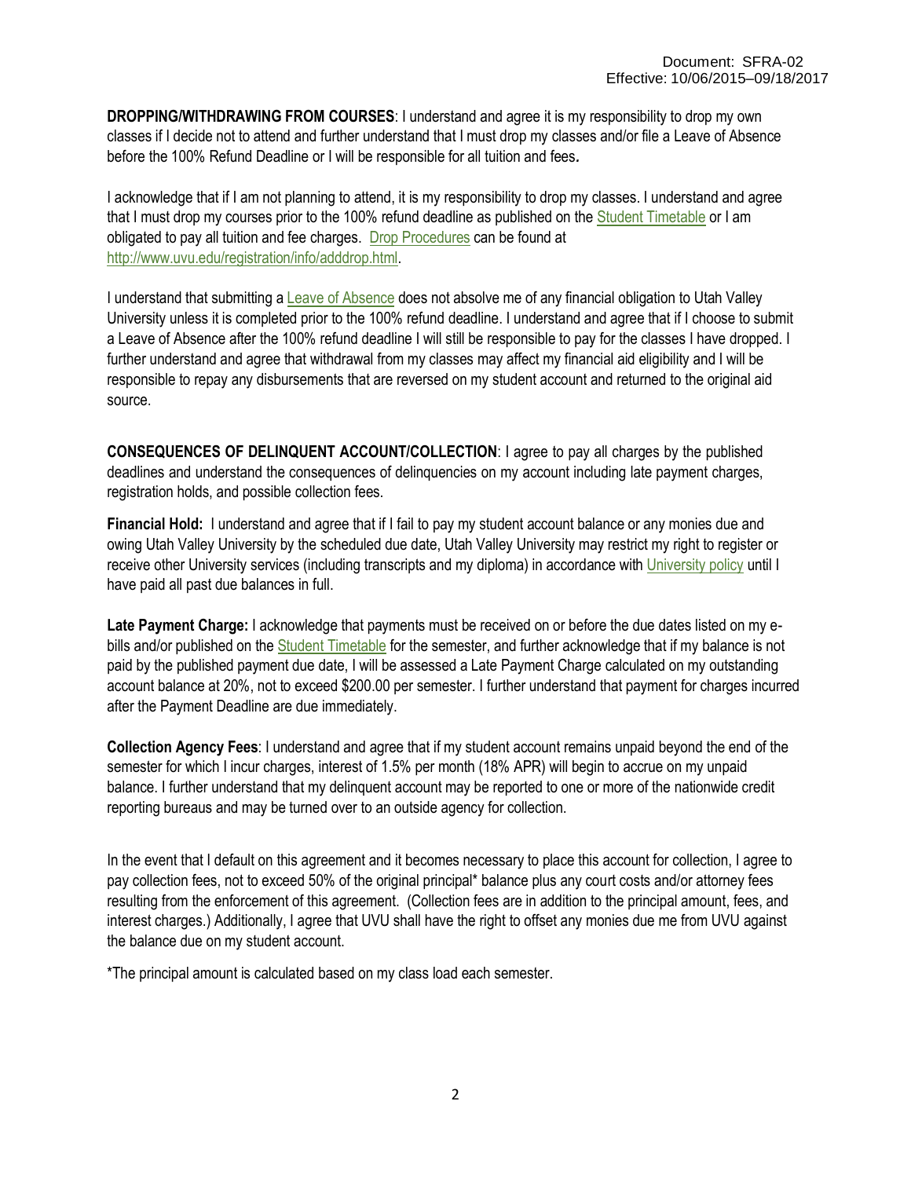Document: SFRA-02
Effective: 10/06/2015–09/18/2017

**DROPPING/WITHDRAWING FROM COURSES**: I understand and agree it is my responsibility to drop my own classes if I decide not to attend and further understand that I must drop my classes and/or file a Leave of Absence before the 100% Refund Deadline or I will be responsible for all tuition and fees***.***

I acknowledge that if I am not planning to attend, it is my responsibility to drop my classes. I understand and agree that I must drop my courses prior to the 100% refund deadline as published on the Student Timetable or I am obligated to pay all tuition and fee charges. Drop Procedures can be found at http://www.uvu.edu/registration/info/adddrop.html.

I understand that submitting a Leave of Absence does not absolve me of any financial obligation to Utah Valley University unless it is completed prior to the 100% refund deadline. I understand and agree that if I choose to submit a Leave of Absence after the 100% refund deadline I will still be responsible to pay for the classes I have dropped. I further understand and agree that withdrawal from my classes may affect my financial aid eligibility and I will be responsible to repay any disbursements that are reversed on my student account and returned to the original aid source.

**CONSEQUENCES OF DELINQUENT ACCOUNT/COLLECTION**: I agree to pay all charges by the published deadlines and understand the consequences of delinquencies on my account including late payment charges, registration holds, and possible collection fees.

**Financial Hold:** I understand and agree that if I fail to pay my student account balance or any monies due and owing Utah Valley University by the scheduled due date, Utah Valley University may restrict my right to register or receive other University services (including transcripts and my diploma) in accordance with University policy until I have paid all past due balances in full.

**Late Payment Charge:** I acknowledge that payments must be received on or before the due dates listed on my e-bills and/or published on the Student Timetable for the semester, and further acknowledge that if my balance is not paid by the published payment due date, I will be assessed a Late Payment Charge calculated on my outstanding account balance at 20%, not to exceed $200.00 per semester. I further understand that payment for charges incurred after the Payment Deadline are due immediately.

**Collection Agency Fees**: I understand and agree that if my student account remains unpaid beyond the end of the semester for which I incur charges, interest of 1.5% per month (18% APR) will begin to accrue on my unpaid balance. I further understand that my delinquent account may be reported to one or more of the nationwide credit reporting bureaus and may be turned over to an outside agency for collection.

In the event that I default on this agreement and it becomes necessary to place this account for collection, I agree to pay collection fees, not to exceed 50% of the original principal* balance plus any court costs and/or attorney fees resulting from the enforcement of this agreement. (Collection fees are in addition to the principal amount, fees, and interest charges.) Additionally, I agree that UVU shall have the right to offset any monies due me from UVU against the balance due on my student account.

*The principal amount is calculated based on my class load each semester.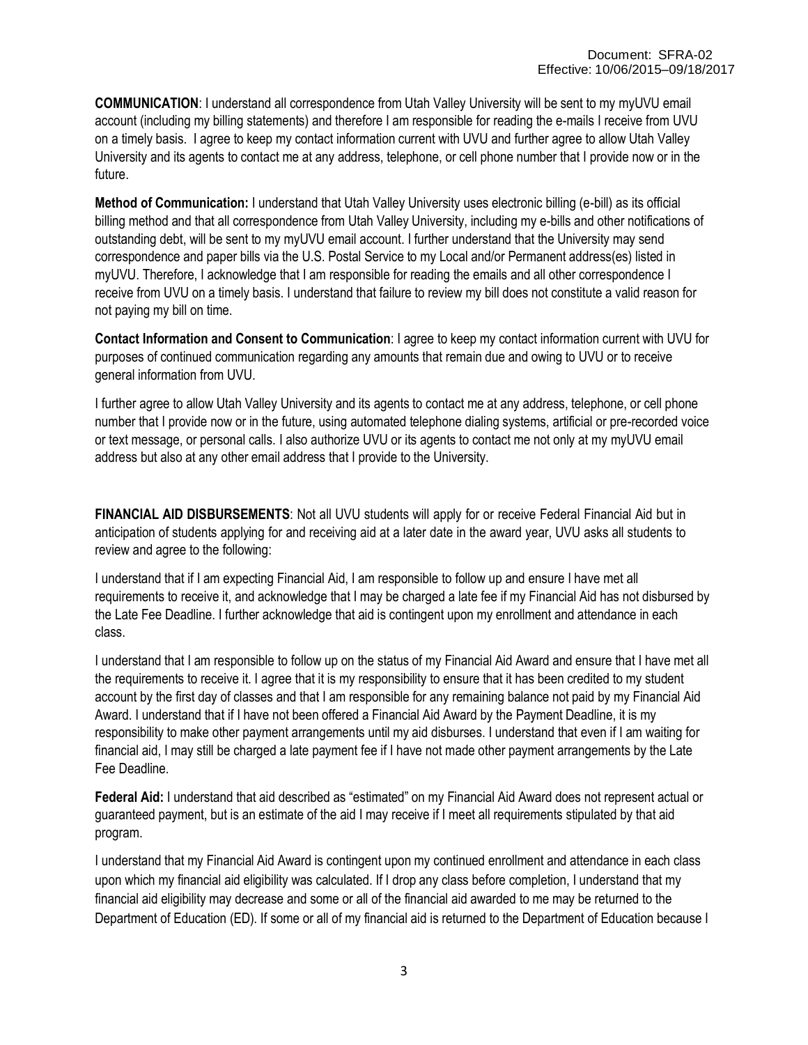**COMMUNICATION**: I understand all correspondence from Utah Valley University will be sent to my myUVU email account (including my billing statements) and therefore I am responsible for reading the e-mails I receive from UVU on a timely basis. I agree to keep my contact information current with UVU and further agree to allow Utah Valley University and its agents to contact me at any address, telephone, or cell phone number that I provide now or in the future.

**Method of Communication:** I understand that Utah Valley University uses electronic billing (e-bill) as its official billing method and that all correspondence from Utah Valley University, including my e-bills and other notifications of outstanding debt, will be sent to my myUVU email account. I further understand that the University may send correspondence and paper bills via the U.S. Postal Service to my Local and/or Permanent address(es) listed in myUVU. Therefore, I acknowledge that I am responsible for reading the emails and all other correspondence I receive from UVU on a timely basis. I understand that failure to review my bill does not constitute a valid reason for not paying my bill on time.

**Contact Information and Consent to Communication**: I agree to keep my contact information current with UVU for purposes of continued communication regarding any amounts that remain due and owing to UVU or to receive general information from UVU.

I further agree to allow Utah Valley University and its agents to contact me at any address, telephone, or cell phone number that I provide now or in the future, using automated telephone dialing systems, artificial or pre-recorded voice or text message, or personal calls. I also authorize UVU or its agents to contact me not only at my myUVU email address but also at any other email address that I provide to the University.

**FINANCIAL AID DISBURSEMENTS**: Not all UVU students will apply for or receive Federal Financial Aid but in anticipation of students applying for and receiving aid at a later date in the award year, UVU asks all students to review and agree to the following:

I understand that if I am expecting Financial Aid, I am responsible to follow up and ensure I have met all requirements to receive it, and acknowledge that I may be charged a late fee if my Financial Aid has not disbursed by the Late Fee Deadline. I further acknowledge that aid is contingent upon my enrollment and attendance in each class.

I understand that I am responsible to follow up on the status of my Financial Aid Award and ensure that I have met all the requirements to receive it. I agree that it is my responsibility to ensure that it has been credited to my student account by the first day of classes and that I am responsible for any remaining balance not paid by my Financial Aid Award. I understand that if I have not been offered a Financial Aid Award by the Payment Deadline, it is my responsibility to make other payment arrangements until my aid disburses. I understand that even if I am waiting for financial aid, I may still be charged a late payment fee if I have not made other payment arrangements by the Late Fee Deadline.

**Federal Aid:** I understand that aid described as "estimated" on my Financial Aid Award does not represent actual or guaranteed payment, but is an estimate of the aid I may receive if I meet all requirements stipulated by that aid program.

I understand that my Financial Aid Award is contingent upon my continued enrollment and attendance in each class upon which my financial aid eligibility was calculated. If I drop any class before completion, I understand that my financial aid eligibility may decrease and some or all of the financial aid awarded to me may be returned to the Department of Education (ED). If some or all of my financial aid is returned to the Department of Education because I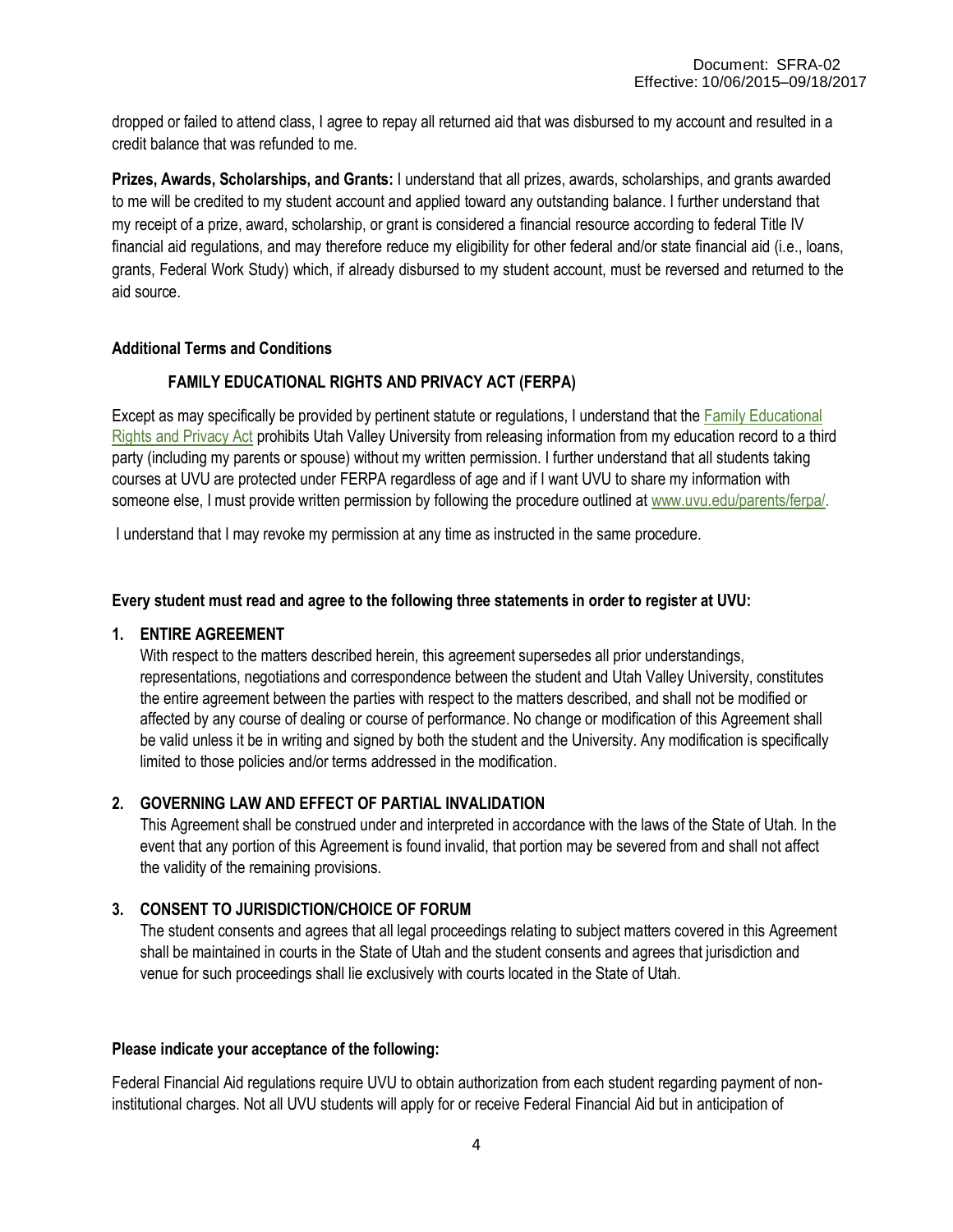dropped or failed to attend class, I agree to repay all returned aid that was disbursed to my account and resulted in a credit balance that was refunded to me.

**Prizes, Awards, Scholarships, and Grants:** I understand that all prizes, awards, scholarships, and grants awarded to me will be credited to my student account and applied toward any outstanding balance. I further understand that my receipt of a prize, award, scholarship, or grant is considered a financial resource according to federal Title IV financial aid regulations, and may therefore reduce my eligibility for other federal and/or state financial aid (i.e., loans, grants, Federal Work Study) which, if already disbursed to my student account, must be reversed and returned to the aid source.

**Additional Terms and Conditions**

**FAMILY EDUCATIONAL RIGHTS AND PRIVACY ACT (FERPA)**

Except as may specifically be provided by pertinent statute or regulations, I understand that the Family Educational Rights and Privacy Act prohibits Utah Valley University from releasing information from my education record to a third party (including my parents or spouse) without my written permission. I further understand that all students taking courses at UVU are protected under FERPA regardless of age and if I want UVU to share my information with someone else, I must provide written permission by following the procedure outlined at www.uvu.edu/parents/ferpa/.

I understand that I may revoke my permission at any time as instructed in the same procedure.

**Every student must read and agree to the following three statements in order to register at UVU:**

1. **ENTIRE AGREEMENT**
   With respect to the matters described herein, this agreement supersedes all prior understandings, representations, negotiations and correspondence between the student and Utah Valley University, constitutes the entire agreement between the parties with respect to the matters described, and shall not be modified or affected by any course of dealing or course of performance. No change or modification of this Agreement shall be valid unless it be in writing and signed by both the student and the University. Any modification is specifically limited to those policies and/or terms addressed in the modification.

2. **GOVERNING LAW AND EFFECT OF PARTIAL INVALIDATION**
   This Agreement shall be construed under and interpreted in accordance with the laws of the State of Utah. In the event that any portion of this Agreement is found invalid, that portion may be severed from and shall not affect the validity of the remaining provisions.

3. **CONSENT TO JURISDICTION/CHOICE OF FORUM**
   The student consents and agrees that all legal proceedings relating to subject matters covered in this Agreement shall be maintained in courts in the State of Utah and the student consents and agrees that jurisdiction and venue for such proceedings shall lie exclusively with courts located in the State of Utah.

**Please indicate your acceptance of the following:**

Federal Financial Aid regulations require UVU to obtain authorization from each student regarding payment of non-institutional charges. Not all UVU students will apply for or receive Federal Financial Aid but in anticipation of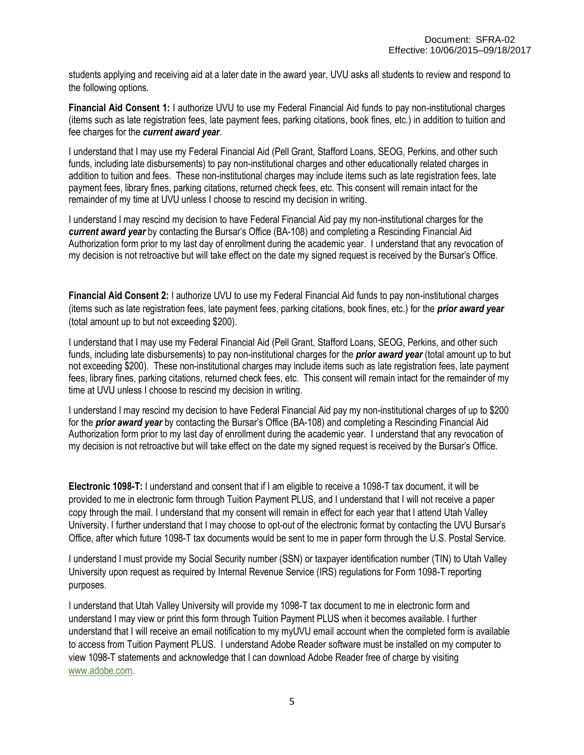students applying and receiving aid at a later date in the award year, UVU asks all students to review and respond to the following options.

**Financial Aid Consent 1:** I authorize UVU to use my Federal Financial Aid funds to pay non-institutional charges (items such as late registration fees, late payment fees, parking citations, book fines, etc.) in addition to tuition and fee charges for the ***current award year***.

I understand that I may use my Federal Financial Aid (Pell Grant, Stafford Loans, SEOG, Perkins, and other such funds, including late disbursements) to pay non-institutional charges and other educationally related charges in addition to tuition and fees. These non-institutional charges may include items such as late registration fees, late payment fees, library fines, parking citations, returned check fees, etc. This consent will remain intact for the remainder of my time at UVU unless I choose to rescind my decision in writing.

I understand I may rescind my decision to have Federal Financial Aid pay my non-institutional charges for the ***current award year*** by contacting the Bursar's Office (BA-108) and completing a Rescinding Financial Aid Authorization form prior to my last day of enrollment during the academic year. I understand that any revocation of my decision is not retroactive but will take effect on the date my signed request is received by the Bursar's Office.

**Financial Aid Consent 2:** I authorize UVU to use my Federal Financial Aid funds to pay non-institutional charges (items such as late registration fees, late payment fees, parking citations, book fines, etc.) for the ***prior award year*** (total amount up to but not exceeding $200).

I understand that I may use my Federal Financial Aid (Pell Grant, Stafford Loans, SEOG, Perkins, and other such funds, including late disbursements) to pay non-institutional charges for the ***prior award year*** (total amount up to but not exceeding $200). These non-institutional charges may include items such as late registration fees, late payment fees, library fines, parking citations, returned check fees, etc. This consent will remain intact for the remainder of my time at UVU unless I choose to rescind my decision in writing.

I understand I may rescind my decision to have Federal Financial Aid pay my non-institutional charges of up to $200 for the ***prior award year*** by contacting the Bursar's Office (BA-108) and completing a Rescinding Financial Aid Authorization form prior to my last day of enrollment during the academic year. I understand that any revocation of my decision is not retroactive but will take effect on the date my signed request is received by the Bursar's Office.

**Electronic 1098-T:** I understand and consent that if I am eligible to receive a 1098-T tax document, it will be provided to me in electronic form through Tuition Payment PLUS, and I understand that I will not receive a paper copy through the mail. I understand that my consent will remain in effect for each year that I attend Utah Valley University. I further understand that I may choose to opt-out of the electronic format by contacting the UVU Bursar's Office, after which future 1098-T tax documents would be sent to me in paper form through the U.S. Postal Service.

I understand I must provide my Social Security number (SSN) or taxpayer identification number (TIN) to Utah Valley University upon request as required by Internal Revenue Service (IRS) regulations for Form 1098-T reporting purposes.

I understand that Utah Valley University will provide my 1098-T tax document to me in electronic form and understand I may view or print this form through Tuition Payment PLUS when it becomes available. I further understand that I will receive an email notification to my myUVU email account when the completed form is available to access from Tuition Payment PLUS. I understand Adobe Reader software must be installed on my computer to view 1098-T statements and acknowledge that I can download Adobe Reader free of charge by visiting [www.adobe.com](http://www.adobe.com).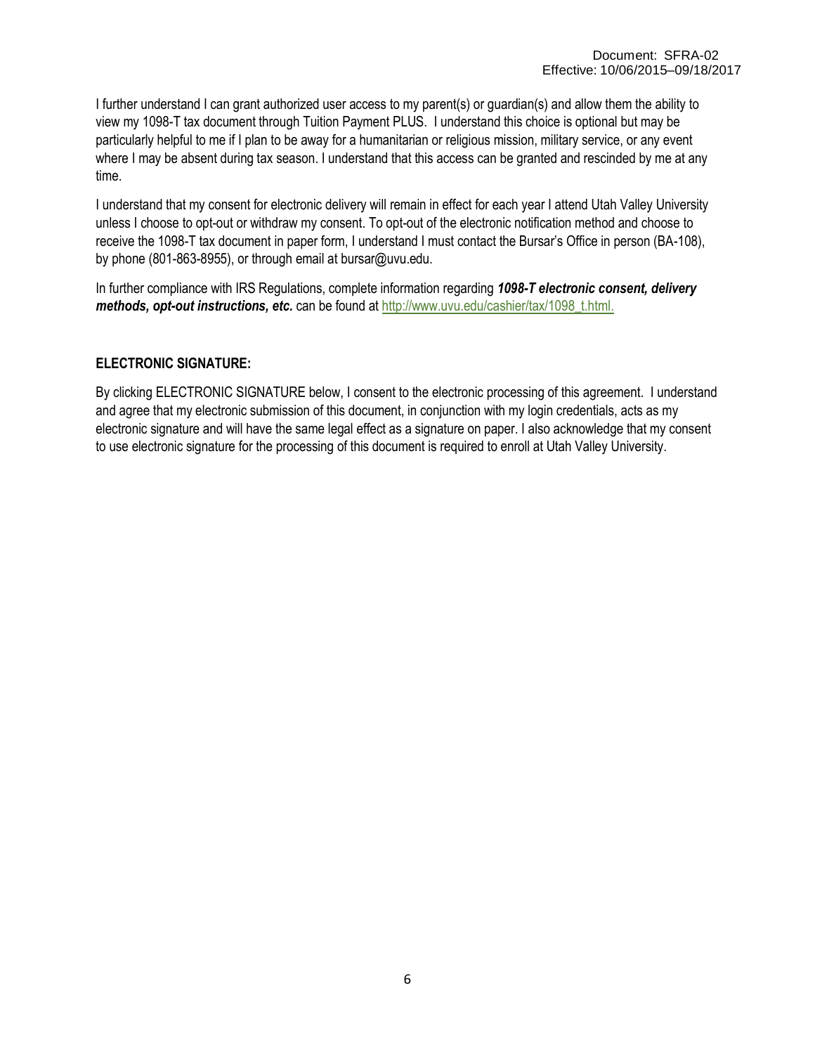I further understand I can grant authorized user access to my parent(s) or guardian(s) and allow them the ability to view my 1098-T tax document through Tuition Payment PLUS. I understand this choice is optional but may be particularly helpful to me if I plan to be away for a humanitarian or religious mission, military service, or any event where I may be absent during tax season. I understand that this access can be granted and rescinded by me at any time.

I understand that my consent for electronic delivery will remain in effect for each year I attend Utah Valley University unless I choose to opt-out or withdraw my consent. To opt-out of the electronic notification method and choose to receive the 1098-T tax document in paper form, I understand I must contact the Bursar's Office in person (BA-108), by phone (801-863-8955), or through email at bursar@uvu.edu.

In further compliance with IRS Regulations, complete information regarding ***1098-T electronic consent, delivery methods, opt-out instructions, etc.*** can be found at [http://www.uvu.edu/cashier/tax/1098_t.html.](http://www.uvu.edu/cashier/tax/1098_t.html)

**ELECTRONIC SIGNATURE:**

By clicking ELECTRONIC SIGNATURE below, I consent to the electronic processing of this agreement. I understand and agree that my electronic submission of this document, in conjunction with my login credentials, acts as my electronic signature and will have the same legal effect as a signature on paper. I also acknowledge that my consent to use electronic signature for the processing of this document is required to enroll at Utah Valley University.